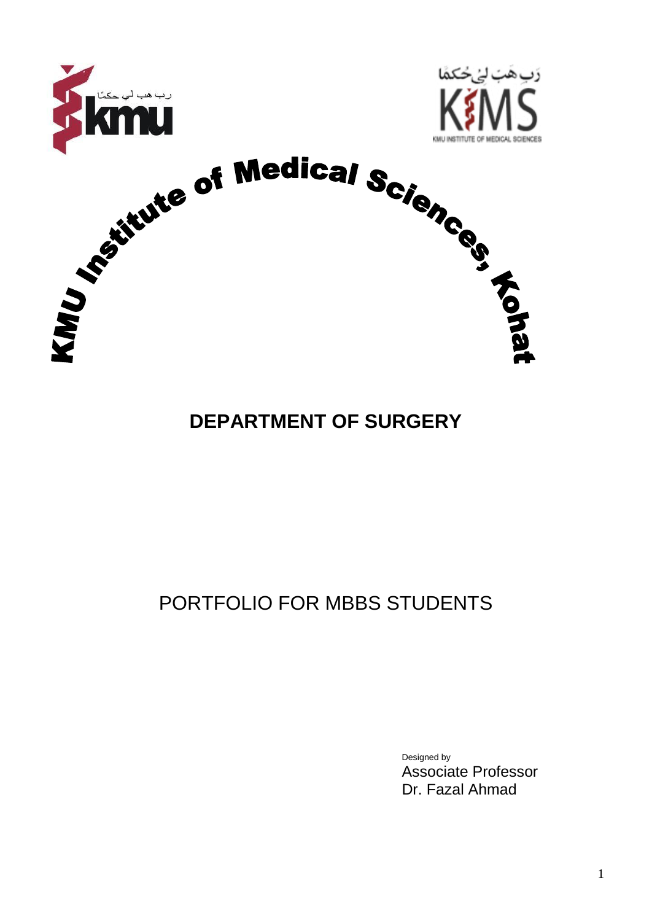رب هب لي حكمًا

kmu

رَبِ ھَبَ لِیْ حُکمًا

KIMS

KMU INSTITUTE OF MEDICAL SCIENCES

# KMU Institute of Medical Sciences, Kohat

## DEPARTMENT OF SURGERY

PORTFOLIO FOR MBBS STUDENTS

Designed by
Associate Professor
Dr. Fazal Ahmad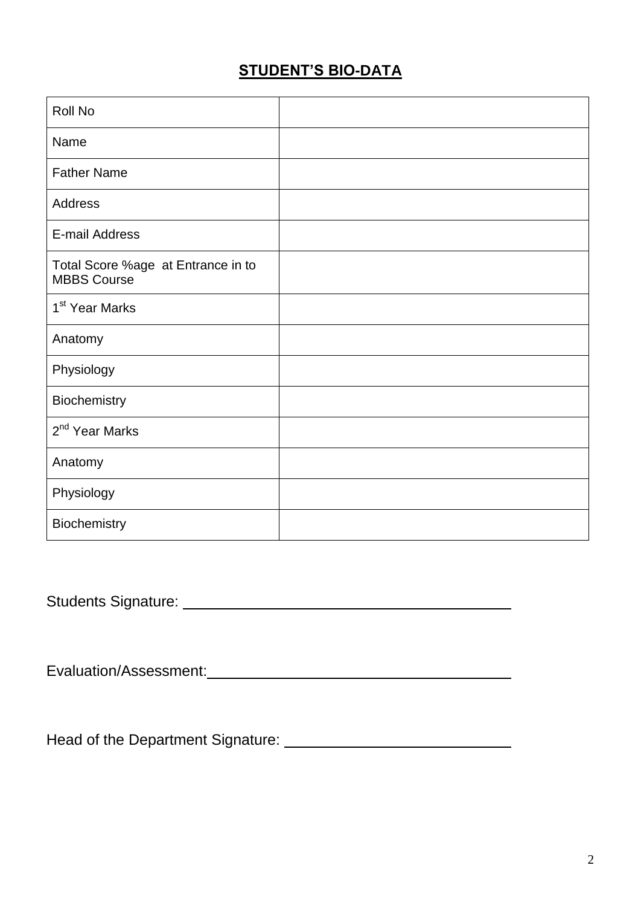## STUDENT'S BIO-DATA

| | |
|---|---|
| Roll No | |
| Name | |
| Father Name | |
| Address | |
| E-mail Address | |
| Total Score %age at Entrance in to MBBS Course | |
| 1st Year Marks | |
| Anatomy | |
| Physiology | |
| Biochemistry | |
| 2nd Year Marks | |
| Anatomy | |
| Physiology | |
| Biochemistry | |

Students Signature: ______________________________________

Evaluation/Assessment: ______________________________________

Head of the Department Signature: ___________________________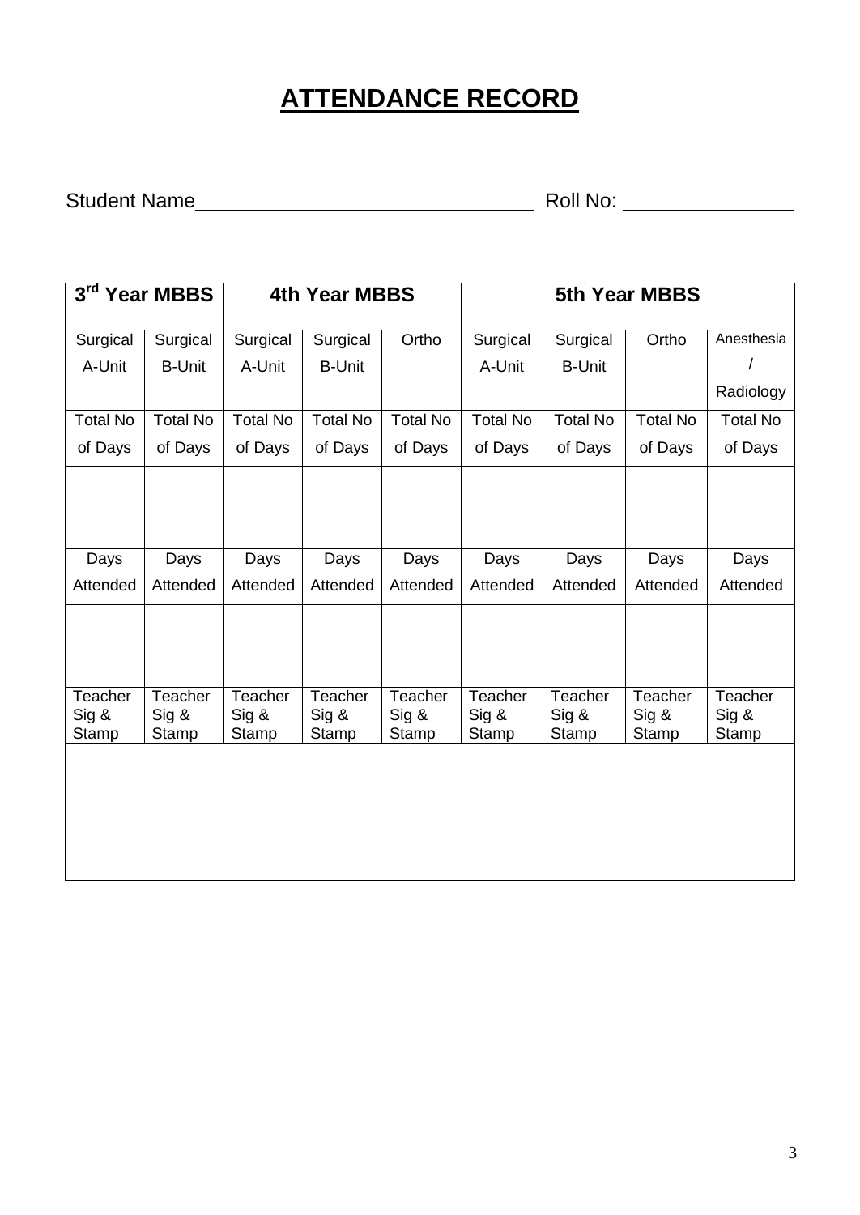# ATTENDANCE RECORD

Student Name\_\_\_\_\_\_\_\_\_\_\_\_\_\_\_\_\_\_\_\_\_\_\_\_\_\_\_\_\_\_ Roll No: \_\_\_\_\_\_\_\_\_\_\_\_\_\_\_

| 3rd Year MBBS | | 4th Year MBBS | | | 5th Year MBBS | | | |
|---|---|---|---|---|---|---|---|---|
| Surgical A-Unit | Surgical B-Unit | Surgical A-Unit | Surgical B-Unit | Ortho | Surgical A-Unit | Surgical B-Unit | Ortho | Anesthesia / Radiology |
| Total No of Days | Total No of Days | Total No of Days | Total No of Days | Total No of Days | Total No of Days | Total No of Days | Total No of Days | Total No of Days |
| | | | | | | | | |
| Days Attended | Days Attended | Days Attended | Days Attended | Days Attended | Days Attended | Days Attended | Days Attended | Days Attended |
| | | | | | | | | |
| Teacher Sig & Stamp | Teacher Sig & Stamp | Teacher Sig & Stamp | Teacher Sig & Stamp | Teacher Sig & Stamp | Teacher Sig & Stamp | Teacher Sig & Stamp | Teacher Sig & Stamp | Teacher Sig & Stamp |
| | | | | | | | | |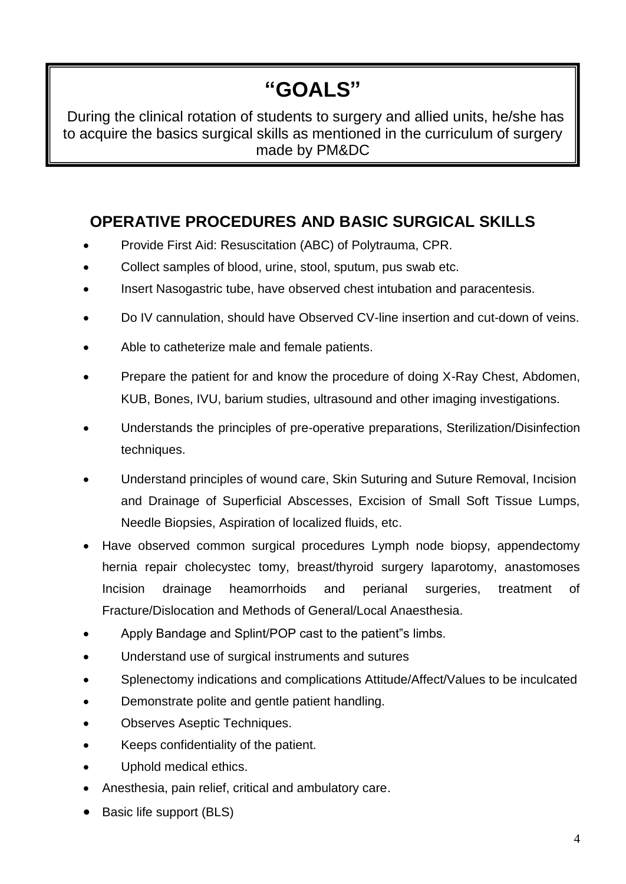# "GOALS"

During the clinical rotation of students to surgery and allied units, he/she has to acquire the basics surgical skills as mentioned in the curriculum of surgery made by PM&DC

## OPERATIVE PROCEDURES AND BASIC SURGICAL SKILLS

- Provide First Aid: Resuscitation (ABC) of Polytrauma, CPR.
- Collect samples of blood, urine, stool, sputum, pus swab etc.
- Insert Nasogastric tube, have observed chest intubation and paracentesis.
- Do IV cannulation, should have Observed CV-line insertion and cut-down of veins.
- Able to catheterize male and female patients.
- Prepare the patient for and know the procedure of doing X-Ray Chest, Abdomen, KUB, Bones, IVU, barium studies, ultrasound and other imaging investigations.
- Understands the principles of pre-operative preparations, Sterilization/Disinfection techniques.
- Understand principles of wound care, Skin Suturing and Suture Removal, Incision and Drainage of Superficial Abscesses, Excision of Small Soft Tissue Lumps, Needle Biopsies, Aspiration of localized fluids, etc.
- Have observed common surgical procedures Lymph node biopsy, appendectomy hernia repair cholecystec tomy, breast/thyroid surgery laparotomy, anastomoses Incision drainage heamorrhoids and perianal surgeries, treatment of Fracture/Dislocation and Methods of General/Local Anaesthesia.
- Apply Bandage and Splint/POP cast to the patient"s limbs.
- Understand use of surgical instruments and sutures
- Splenectomy indications and complications Attitude/Affect/Values to be inculcated
- Demonstrate polite and gentle patient handling.
- Observes Aseptic Techniques.
- Keeps confidentiality of the patient.
- Uphold medical ethics.
- Anesthesia, pain relief, critical and ambulatory care.
- Basic life support (BLS)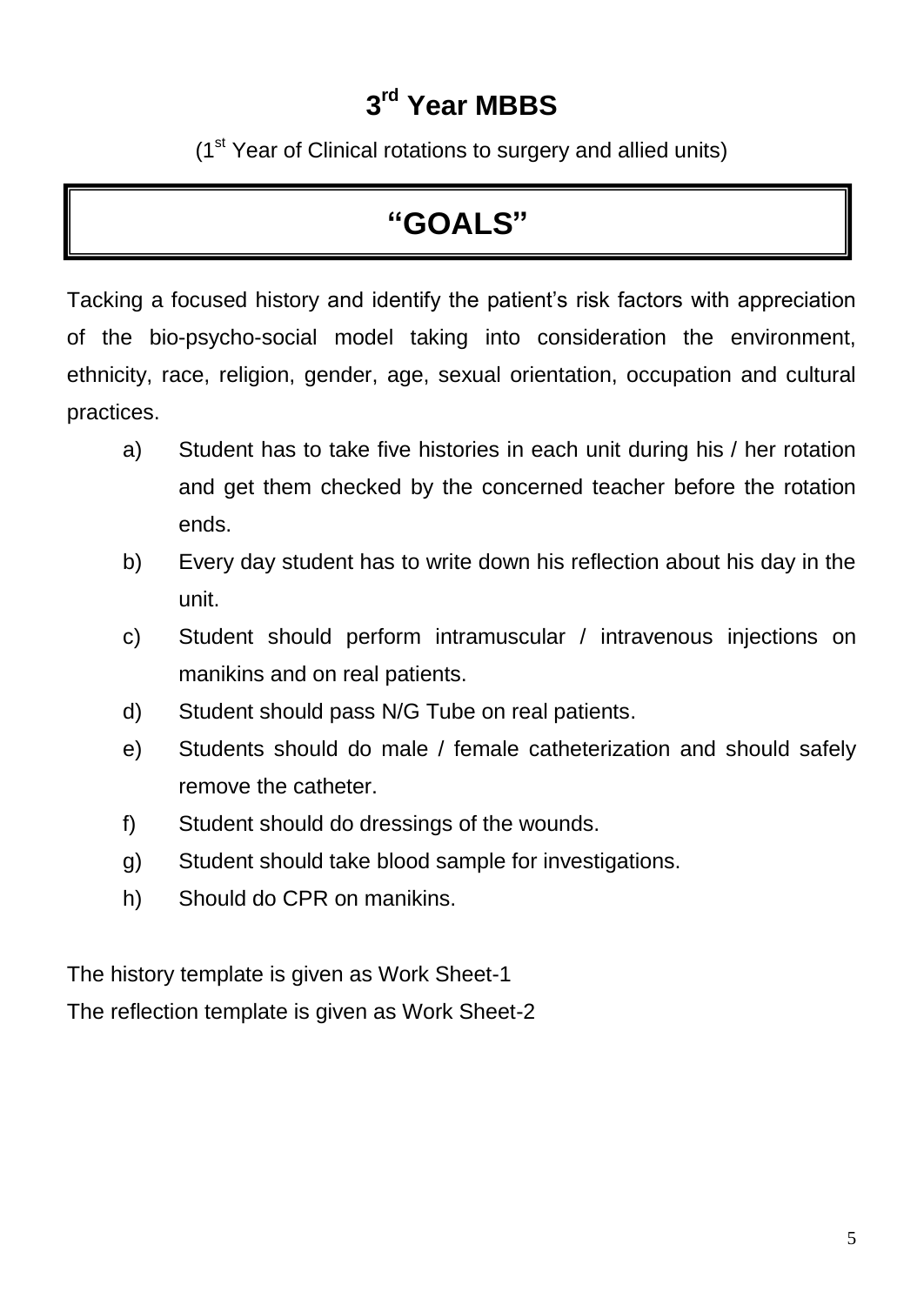# 3rd Year MBBS

(1st Year of Clinical rotations to surgery and allied units)

## "GOALS"

Tacking a focused history and identify the patient's risk factors with appreciation of the bio-psycho-social model taking into consideration the environment, ethnicity, race, religion, gender, age, sexual orientation, occupation and cultural practices.

a) Student has to take five histories in each unit during his / her rotation and get them checked by the concerned teacher before the rotation ends.

b) Every day student has to write down his reflection about his day in the unit.

c) Student should perform intramuscular / intravenous injections on manikins and on real patients.

d) Student should pass N/G Tube on real patients.

e) Students should do male / female catheterization and should safely remove the catheter.

f) Student should do dressings of the wounds.

g) Student should take blood sample for investigations.

h) Should do CPR on manikins.

The history template is given as Work Sheet-1

The reflection template is given as Work Sheet-2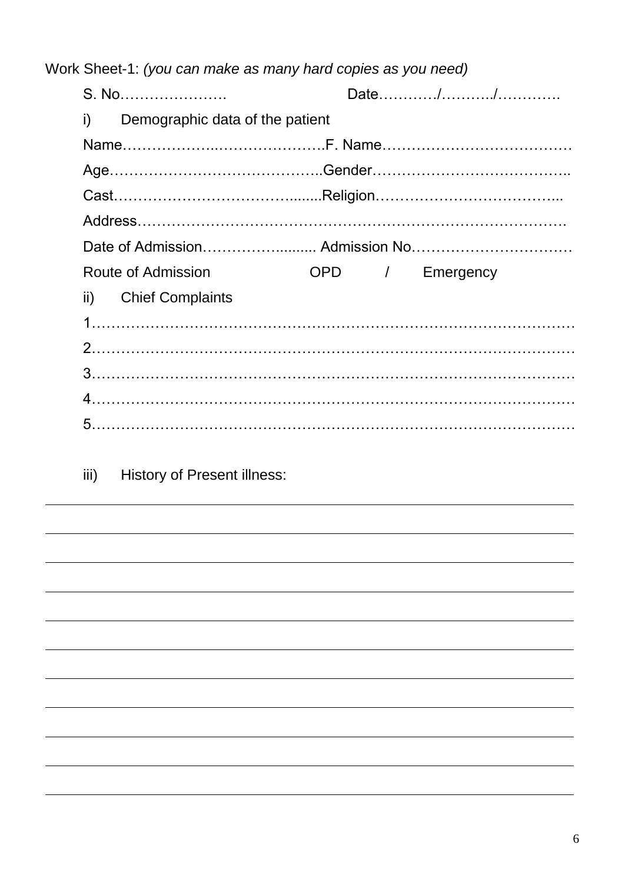Work Sheet-1: *(you can make as many hard copies as you need)*

S. No…………………. Date………../………../………….

i) Demographic data of the patient

Name………………..…………………F. Name…………………………………

Age…………………………………..Gender…………………………………..

Cast……………………………........Religion………………………………...

Address……………………………………………………………………….

Date of Admission……………......... Admission No……………………………

Route of Admission OPD / Emergency

ii) Chief Complaints

1……………………………………………………………………………………

2……………………………………………………………………………………

3……………………………………………………………………………………

4……………………………………………………………………………………

5……………………………………………………………………………………

iii) History of Present illness:

______________________________________________________________

______________________________________________________________

______________________________________________________________

______________________________________________________________

______________________________________________________________

______________________________________________________________

______________________________________________________________

______________________________________________________________

______________________________________________________________

______________________________________________________________

______________________________________________________________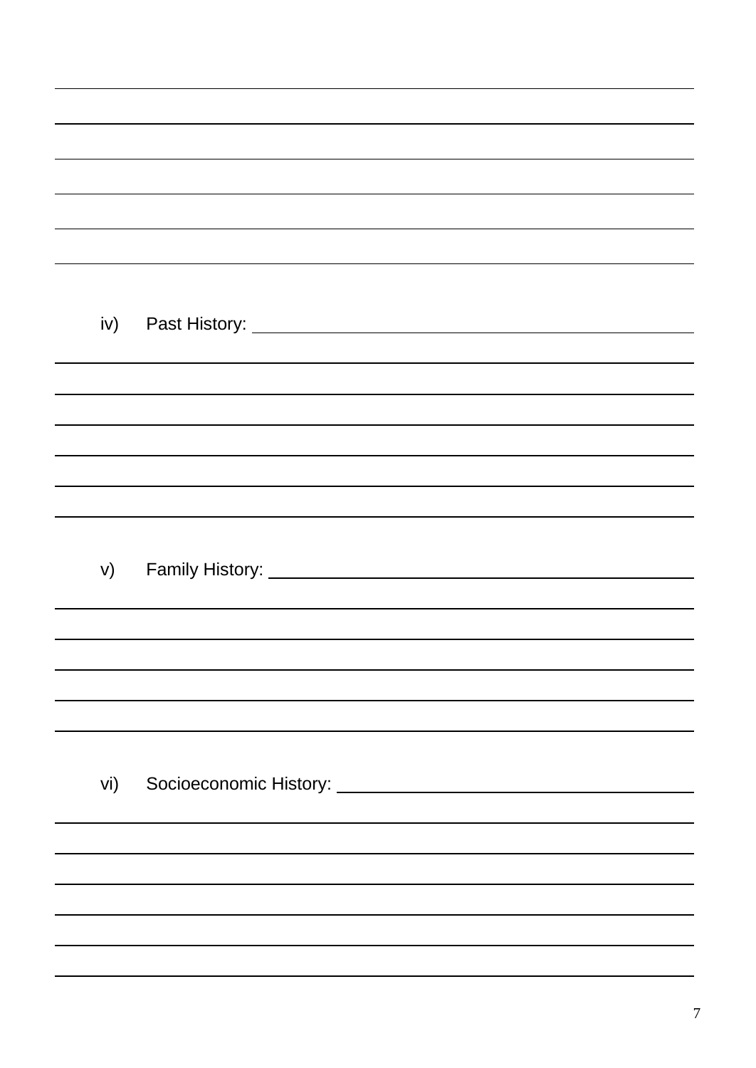iv) Past History:

v) Family History:

vi) Socioeconomic History: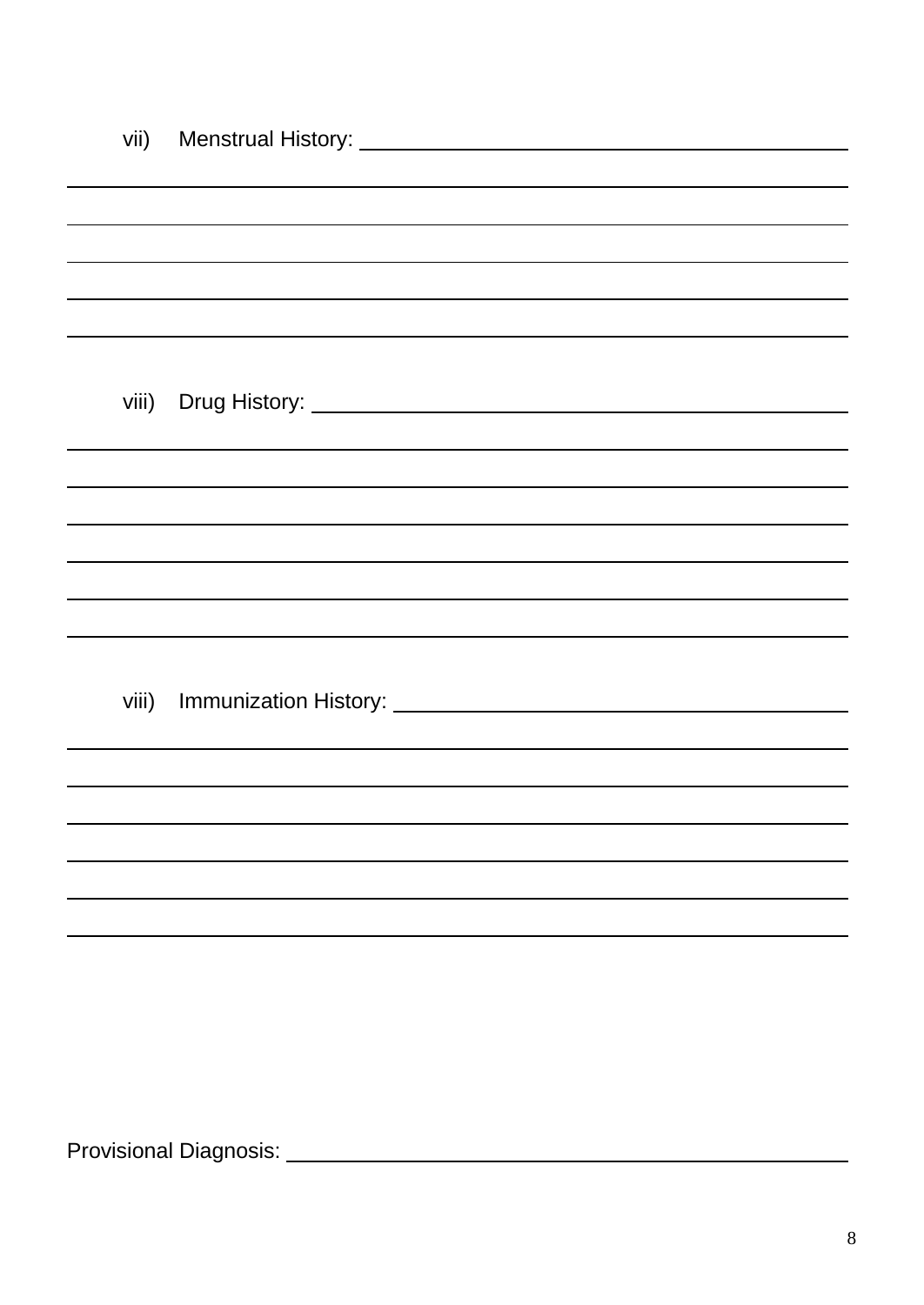vii) Menstrual History: ______________________________________________

______________________________________________________________________

______________________________________________________________________

______________________________________________________________________

______________________________________________________________________

______________________________________________________________________

viii) Drug History: ______________________________________________

______________________________________________________________________

______________________________________________________________________

______________________________________________________________________

______________________________________________________________________

______________________________________________________________________

______________________________________________________________________

viii) Immunization History: ______________________________________________

______________________________________________________________________

______________________________________________________________________

______________________________________________________________________

______________________________________________________________________

______________________________________________________________________

______________________________________________________________________

Provisional Diagnosis: ______________________________________________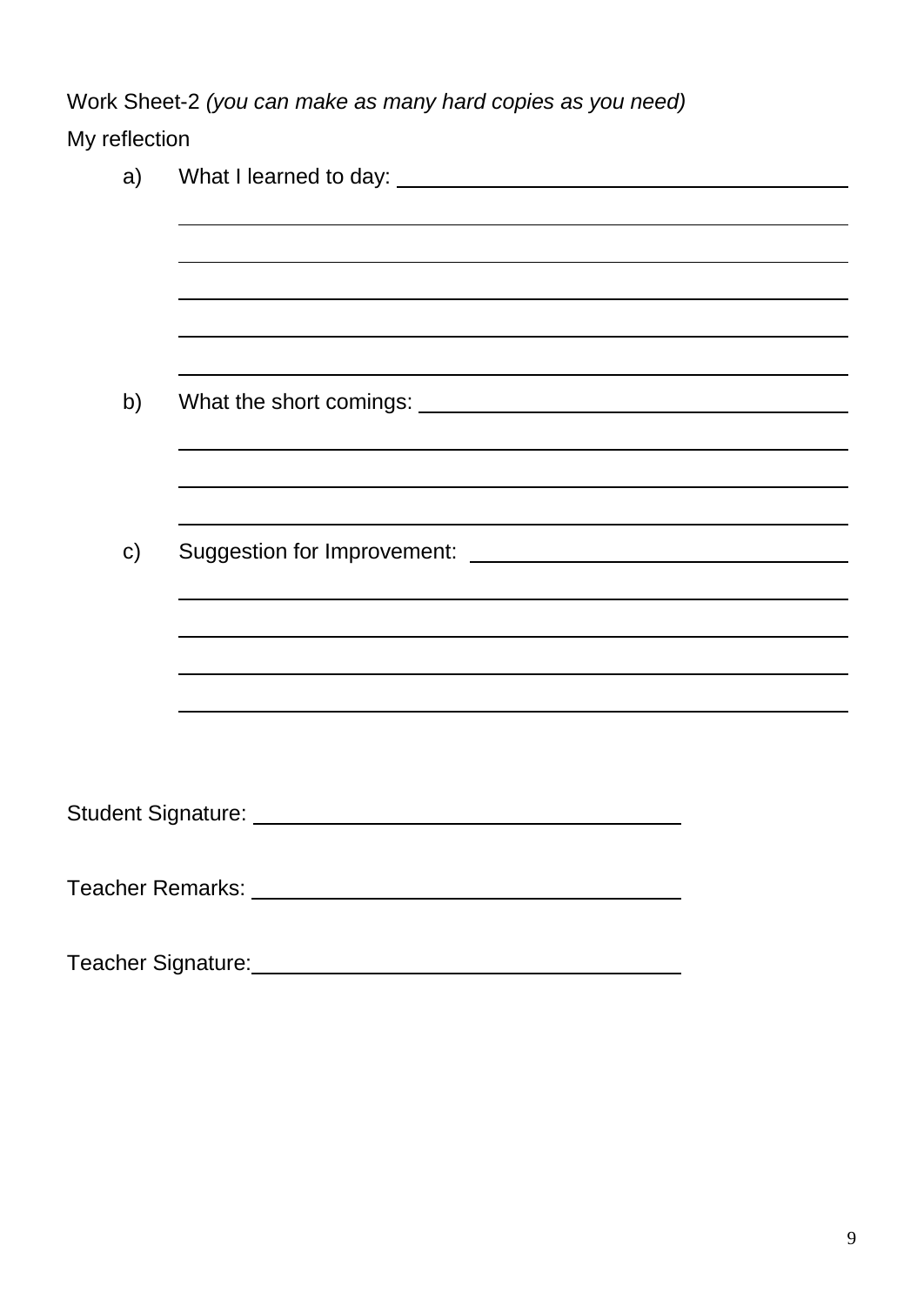Work Sheet-2 *(you can make as many hard copies as you need)*

My reflection

a) What I learned to day: ______________________________________

______________________________________________________________

______________________________________________________________

______________________________________________________________

______________________________________________________________

______________________________________________________________

b) What the short comings: ______________________________________

______________________________________________________________

______________________________________________________________

______________________________________________________________

c) Suggestion for Improvement: ______________________________________

______________________________________________________________

______________________________________________________________

______________________________________________________________

______________________________________________________________

Student Signature: ______________________________________

Teacher Remarks: ______________________________________

Teacher Signature: ______________________________________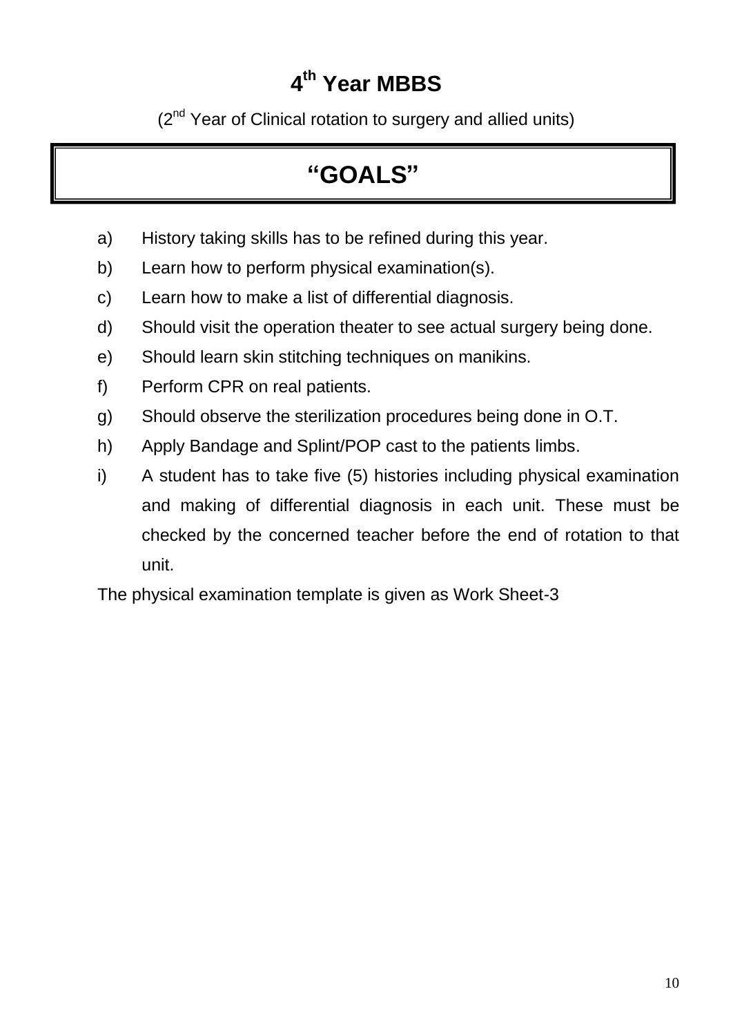# 4th Year MBBS

(2nd Year of Clinical rotation to surgery and allied units)

## "GOALS"

a) History taking skills has to be refined during this year.

b) Learn how to perform physical examination(s).

c) Learn how to make a list of differential diagnosis.

d) Should visit the operation theater to see actual surgery being done.

e) Should learn skin stitching techniques on manikins.

f) Perform CPR on real patients.

g) Should observe the sterilization procedures being done in O.T.

h) Apply Bandage and Splint/POP cast to the patients limbs.

i) A student has to take five (5) histories including physical examination and making of differential diagnosis in each unit. These must be checked by the concerned teacher before the end of rotation to that unit.

The physical examination template is given as Work Sheet-3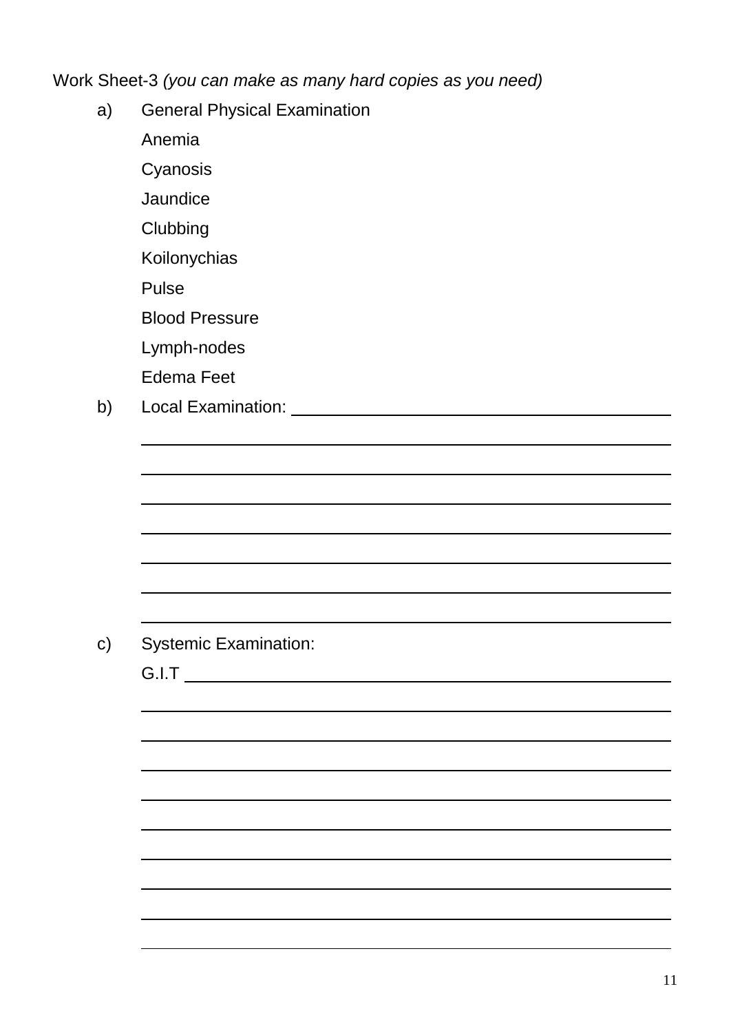Work Sheet-3 *(you can make as many hard copies as you need)*

a) General Physical Examination

Anemia

Cyanosis

Jaundice

Clubbing

Koilonychias

Pulse

Blood Pressure

Lymph-nodes

Edema Feet

b) Local Examination: ______________________________________________

________________________________________________________________

________________________________________________________________

________________________________________________________________

________________________________________________________________

________________________________________________________________

________________________________________________________________

________________________________________________________________

c) Systemic Examination:

G.I.T ___________________________________________________________

________________________________________________________________

________________________________________________________________

________________________________________________________________

________________________________________________________________

________________________________________________________________

________________________________________________________________

________________________________________________________________

________________________________________________________________

________________________________________________________________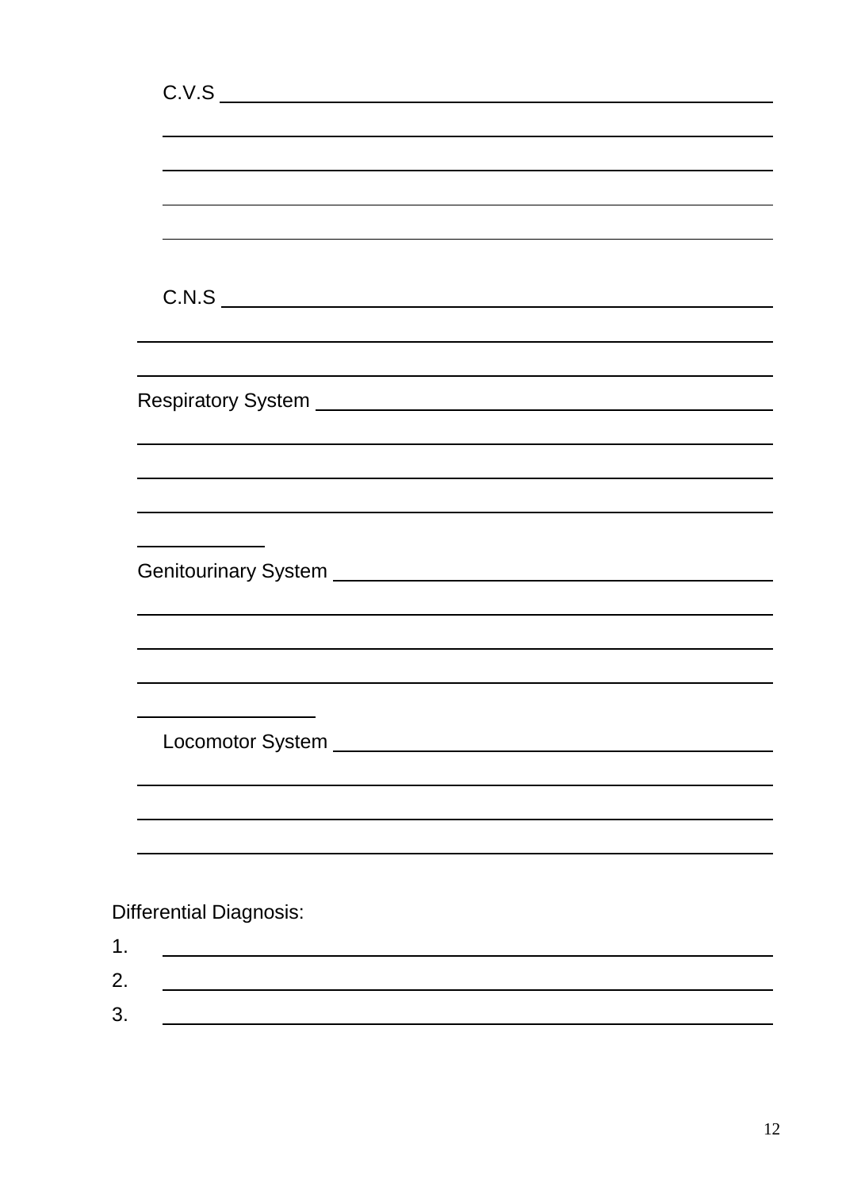C.V.S \_\_\_\_\_\_\_\_\_\_\_\_\_\_\_\_\_\_\_\_\_\_\_\_\_\_\_\_\_\_\_\_\_\_\_\_\_\_\_\_\_\_\_\_

\_\_\_\_\_\_\_\_\_\_\_\_\_\_\_\_\_\_\_\_\_\_\_\_\_\_\_\_\_\_\_\_\_\_\_\_\_\_\_\_\_\_\_\_\_\_\_\_\_\_\_\_

\_\_\_\_\_\_\_\_\_\_\_\_\_\_\_\_\_\_\_\_\_\_\_\_\_\_\_\_\_\_\_\_\_\_\_\_\_\_\_\_\_\_\_\_\_\_\_\_\_\_\_\_

\_\_\_\_\_\_\_\_\_\_\_\_\_\_\_\_\_\_\_\_\_\_\_\_\_\_\_\_\_\_\_\_\_\_\_\_\_\_\_\_\_\_\_\_\_\_\_\_\_\_\_\_

\_\_\_\_\_\_\_\_\_\_\_\_\_\_\_\_\_\_\_\_\_\_\_\_\_\_\_\_\_\_\_\_\_\_\_\_\_\_\_\_\_\_\_\_\_\_\_\_\_\_\_\_

C.N.S \_\_\_\_\_\_\_\_\_\_\_\_\_\_\_\_\_\_\_\_\_\_\_\_\_\_\_\_\_\_\_\_\_\_\_\_\_\_\_\_\_\_\_\_

\_\_\_\_\_\_\_\_\_\_\_\_\_\_\_\_\_\_\_\_\_\_\_\_\_\_\_\_\_\_\_\_\_\_\_\_\_\_\_\_\_\_\_\_\_\_\_\_\_\_\_\_

\_\_\_\_\_\_\_\_\_\_\_\_\_\_\_\_\_\_\_\_\_\_\_\_\_\_\_\_\_\_\_\_\_\_\_\_\_\_\_\_\_\_\_\_\_\_\_\_\_\_\_\_

Respiratory System \_\_\_\_\_\_\_\_\_\_\_\_\_\_\_\_\_\_\_\_\_\_\_\_\_\_\_\_\_\_\_\_\_\_\_\_

\_\_\_\_\_\_\_\_\_\_\_\_\_\_\_\_\_\_\_\_\_\_\_\_\_\_\_\_\_\_\_\_\_\_\_\_\_\_\_\_\_\_\_\_\_\_\_\_\_\_\_\_

\_\_\_\_\_\_\_\_\_\_\_\_\_\_\_\_\_\_\_\_\_\_\_\_\_\_\_\_\_\_\_\_\_\_\_\_\_\_\_\_\_\_\_\_\_\_\_\_\_\_\_\_

\_\_\_\_\_\_\_\_\_\_\_\_\_\_\_\_\_\_\_\_\_\_\_\_\_\_\_\_\_\_\_\_\_\_\_\_\_\_\_\_\_\_\_\_\_\_\_\_\_\_\_\_

\_\_\_\_\_\_\_\_\_\_

Genitourinary System \_\_\_\_\_\_\_\_\_\_\_\_\_\_\_\_\_\_\_\_\_\_\_\_\_\_\_\_\_\_\_\_\_\_

\_\_\_\_\_\_\_\_\_\_\_\_\_\_\_\_\_\_\_\_\_\_\_\_\_\_\_\_\_\_\_\_\_\_\_\_\_\_\_\_\_\_\_\_\_\_\_\_\_\_\_\_

\_\_\_\_\_\_\_\_\_\_\_\_\_\_\_\_\_\_\_\_\_\_\_\_\_\_\_\_\_\_\_\_\_\_\_\_\_\_\_\_\_\_\_\_\_\_\_\_\_\_\_\_

\_\_\_\_\_\_\_\_\_\_\_\_\_\_\_\_\_\_\_\_\_\_\_\_\_\_\_\_\_\_\_\_\_\_\_\_\_\_\_\_\_\_\_\_\_\_\_\_\_\_\_\_

\_\_\_\_\_\_\_\_\_\_\_\_\_\_\_

Locomotor System \_\_\_\_\_\_\_\_\_\_\_\_\_\_\_\_\_\_\_\_\_\_\_\_\_\_\_\_\_\_\_\_\_\_\_\_

\_\_\_\_\_\_\_\_\_\_\_\_\_\_\_\_\_\_\_\_\_\_\_\_\_\_\_\_\_\_\_\_\_\_\_\_\_\_\_\_\_\_\_\_\_\_\_\_\_\_\_\_

\_\_\_\_\_\_\_\_\_\_\_\_\_\_\_\_\_\_\_\_\_\_\_\_\_\_\_\_\_\_\_\_\_\_\_\_\_\_\_\_\_\_\_\_\_\_\_\_\_\_\_\_

\_\_\_\_\_\_\_\_\_\_\_\_\_\_\_\_\_\_\_\_\_\_\_\_\_\_\_\_\_\_\_\_\_\_\_\_\_\_\_\_\_\_\_\_\_\_\_\_\_\_\_\_

Differential Diagnosis:

1. \_\_\_\_\_\_\_\_\_\_\_\_\_\_\_\_\_\_\_\_\_\_\_\_\_\_\_\_\_\_\_\_\_\_\_\_\_\_\_\_\_\_\_\_\_\_\_\_\_\_
2. \_\_\_\_\_\_\_\_\_\_\_\_\_\_\_\_\_\_\_\_\_\_\_\_\_\_\_\_\_\_\_\_\_\_\_\_\_\_\_\_\_\_\_\_\_\_\_\_\_\_
3. \_\_\_\_\_\_\_\_\_\_\_\_\_\_\_\_\_\_\_\_\_\_\_\_\_\_\_\_\_\_\_\_\_\_\_\_\_\_\_\_\_\_\_\_\_\_\_\_\_\_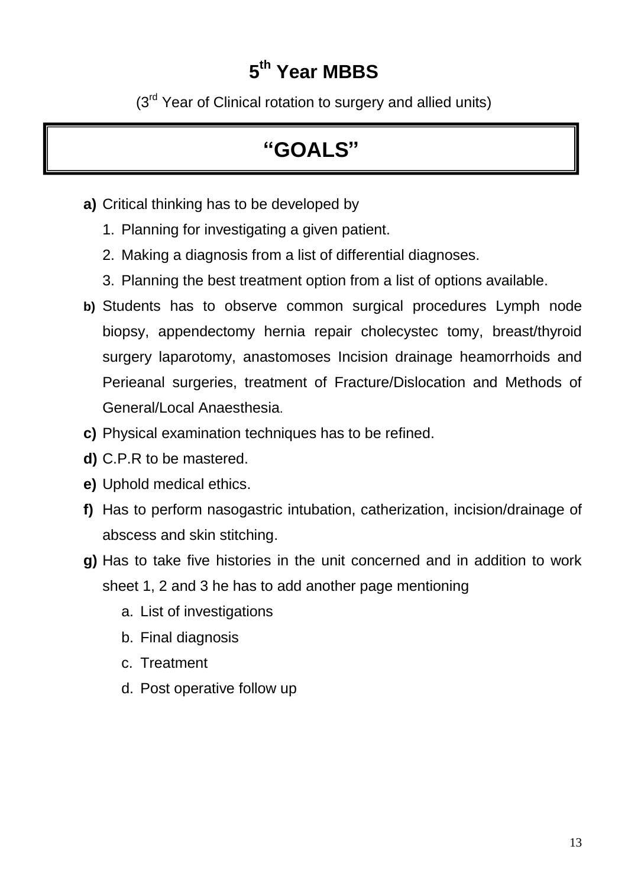# 5th Year MBBS

(3rd Year of Clinical rotation to surgery and allied units)

## "GOALS"

**a)** Critical thinking has to be developed by

1. Planning for investigating a given patient.
2. Making a diagnosis from a list of differential diagnoses.
3. Planning the best treatment option from a list of options available.

**b)** Students has to observe common surgical procedures Lymph node biopsy, appendectomy hernia repair cholecystec tomy, breast/thyroid surgery laparotomy, anastomoses Incision drainage heamorrhoids and Perieanal surgeries, treatment of Fracture/Dislocation and Methods of General/Local Anaesthesia.

**c)** Physical examination techniques has to be refined.

**d)** C.P.R to be mastered.

**e)** Uphold medical ethics.

**f)** Has to perform nasogastric intubation, catherization, incision/drainage of abscess and skin stitching.

**g)** Has to take five histories in the unit concerned and in addition to work sheet 1, 2 and 3 he has to add another page mentioning

a. List of investigations
b. Final diagnosis
c. Treatment
d. Post operative follow up